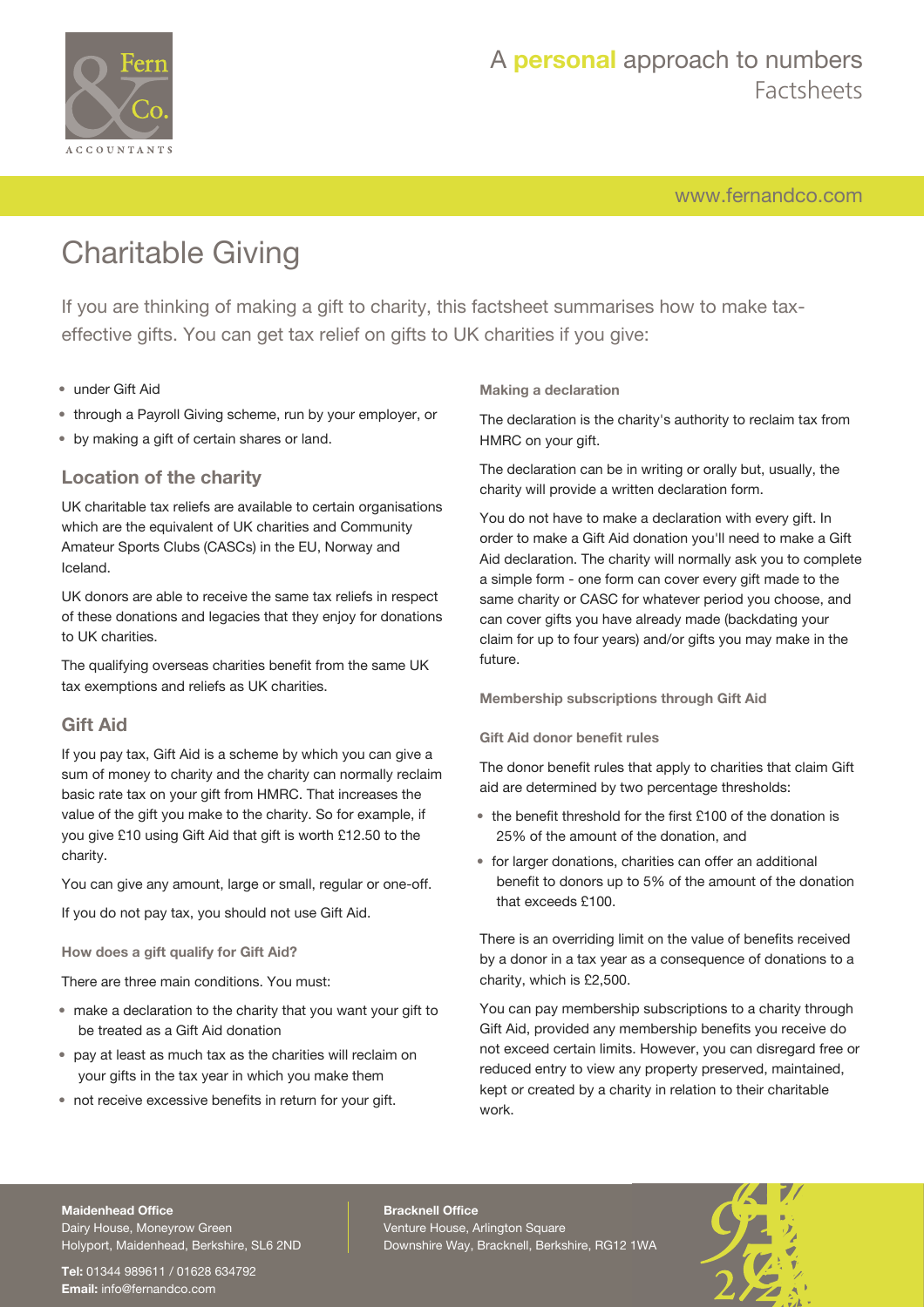# Charitable Giving

If you are thinking of making a gift to charity, this factsheet summarises how to make tax-effective gifts. You can get tax relief on gifts to UK charities if you give:

- under Gift Aid
- through a Payroll Giving scheme, run by your employer, or
- by making a gift of certain shares or land.

## Location of the charity

UK charitable tax reliefs are available to certain organisations which are the equivalent of UK charities and Community Amateur Sports Clubs (CASCs) in the EU, Norway and Iceland.

UK donors are able to receive the same tax reliefs in respect of these donations and legacies that they enjoy for donations to UK charities.

The qualifying overseas charities benefit from the same UK tax exemptions and reliefs as UK charities.

## Gift Aid

If you pay tax, Gift Aid is a scheme by which you can give a sum of money to charity and the charity can normally reclaim basic rate tax on your gift from HMRC. That increases the value of the gift you make to the charity. So for example, if you give £10 using Gift Aid that gift is worth £12.50 to the charity.

You can give any amount, large or small, regular or one-off.

If you do not pay tax, you should not use Gift Aid.

### How does a gift qualify for Gift Aid?

There are three main conditions. You must:

- make a declaration to the charity that you want your gift to be treated as a Gift Aid donation
- pay at least as much tax as the charities will reclaim on your gifts in the tax year in which you make them
- not receive excessive benefits in return for your gift.

### Making a declaration

The declaration is the charity's authority to reclaim tax from HMRC on your gift.

The declaration can be in writing or orally but, usually, the charity will provide a written declaration form.

You do not have to make a declaration with every gift. In order to make a Gift Aid donation you'll need to make a Gift Aid declaration. The charity will normally ask you to complete a simple form - one form can cover every gift made to the same charity or CASC for whatever period you choose, and can cover gifts you have already made (backdating your claim for up to four years) and/or gifts you may make in the future.

### Membership subscriptions through Gift Aid

### Gift Aid donor benefit rules

The donor benefit rules that apply to charities that claim Gift aid are determined by two percentage thresholds:

- the benefit threshold for the first £100 of the donation is 25% of the amount of the donation, and
- for larger donations, charities can offer an additional benefit to donors up to 5% of the amount of the donation that exceeds £100.

There is an overriding limit on the value of benefits received by a donor in a tax year as a consequence of donations to a charity, which is £2,500.

You can pay membership subscriptions to a charity through Gift Aid, provided any membership benefits you receive do not exceed certain limits. However, you can disregard free or reduced entry to view any property preserved, maintained, kept or created by a charity in relation to their charitable work.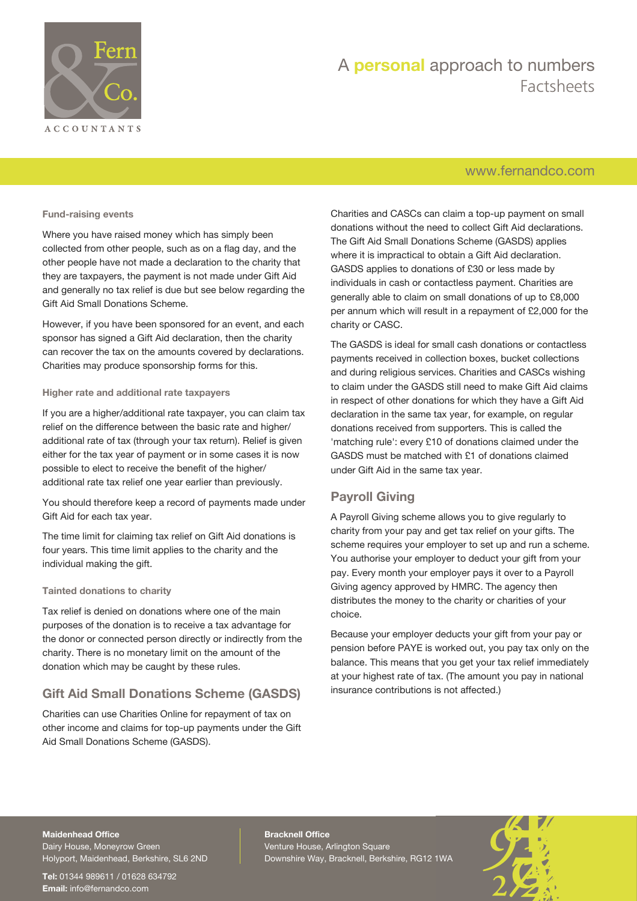#### Fund-raising events

Where you have raised money which has simply been collected from other people, such as on a flag day, and the other people have not made a declaration to the charity that they are taxpayers, the payment is not made under Gift Aid and generally no tax relief is due but see below regarding the Gift Aid Small Donations Scheme.

However, if you have been sponsored for an event, and each sponsor has signed a Gift Aid declaration, then the charity can recover the tax on the amounts covered by declarations. Charities may produce sponsorship forms for this.

#### Higher rate and additional rate taxpayers

If you are a higher/additional rate taxpayer, you can claim tax relief on the difference between the basic rate and higher/additional rate of tax (through your tax return). Relief is given either for the tax year of payment or in some cases it is now possible to elect to receive the benefit of the higher/additional rate tax relief one year earlier than previously.

You should therefore keep a record of payments made under Gift Aid for each tax year.

The time limit for claiming tax relief on Gift Aid donations is four years. This time limit applies to the charity and the individual making the gift.

#### Tainted donations to charity

Tax relief is denied on donations where one of the main purposes of the donation is to receive a tax advantage for the donor or connected person directly or indirectly from the charity. There is no monetary limit on the amount of the donation which may be caught by these rules.

## Gift Aid Small Donations Scheme (GASDS)

Charities can use Charities Online for repayment of tax on other income and claims for top-up payments under the Gift Aid Small Donations Scheme (GASDS).

Charities and CASCs can claim a top-up payment on small donations without the need to collect Gift Aid declarations. The Gift Aid Small Donations Scheme (GASDS) applies where it is impractical to obtain a Gift Aid declaration. GASDS applies to donations of £30 or less made by individuals in cash or contactless payment. Charities are generally able to claim on small donations of up to £8,000 per annum which will result in a repayment of £2,000 for the charity or CASC.

The GASDS is ideal for small cash donations or contactless payments received in collection boxes, bucket collections and during religious services. Charities and CASCs wishing to claim under the GASDS still need to make Gift Aid claims in respect of other donations for which they have a Gift Aid declaration in the same tax year, for example, on regular donations received from supporters. This is called the 'matching rule': every £10 of donations claimed under the GASDS must be matched with £1 of donations claimed under Gift Aid in the same tax year.

## Payroll Giving

A Payroll Giving scheme allows you to give regularly to charity from your pay and get tax relief on your gifts. The scheme requires your employer to set up and run a scheme. You authorise your employer to deduct your gift from your pay. Every month your employer pays it over to a Payroll Giving agency approved by HMRC. The agency then distributes the money to the charity or charities of your choice.

Because your employer deducts your gift from your pay or pension before PAYE is worked out, you pay tax only on the balance. This means that you get your tax relief immediately at your highest rate of tax. (The amount you pay in national insurance contributions is not affected.)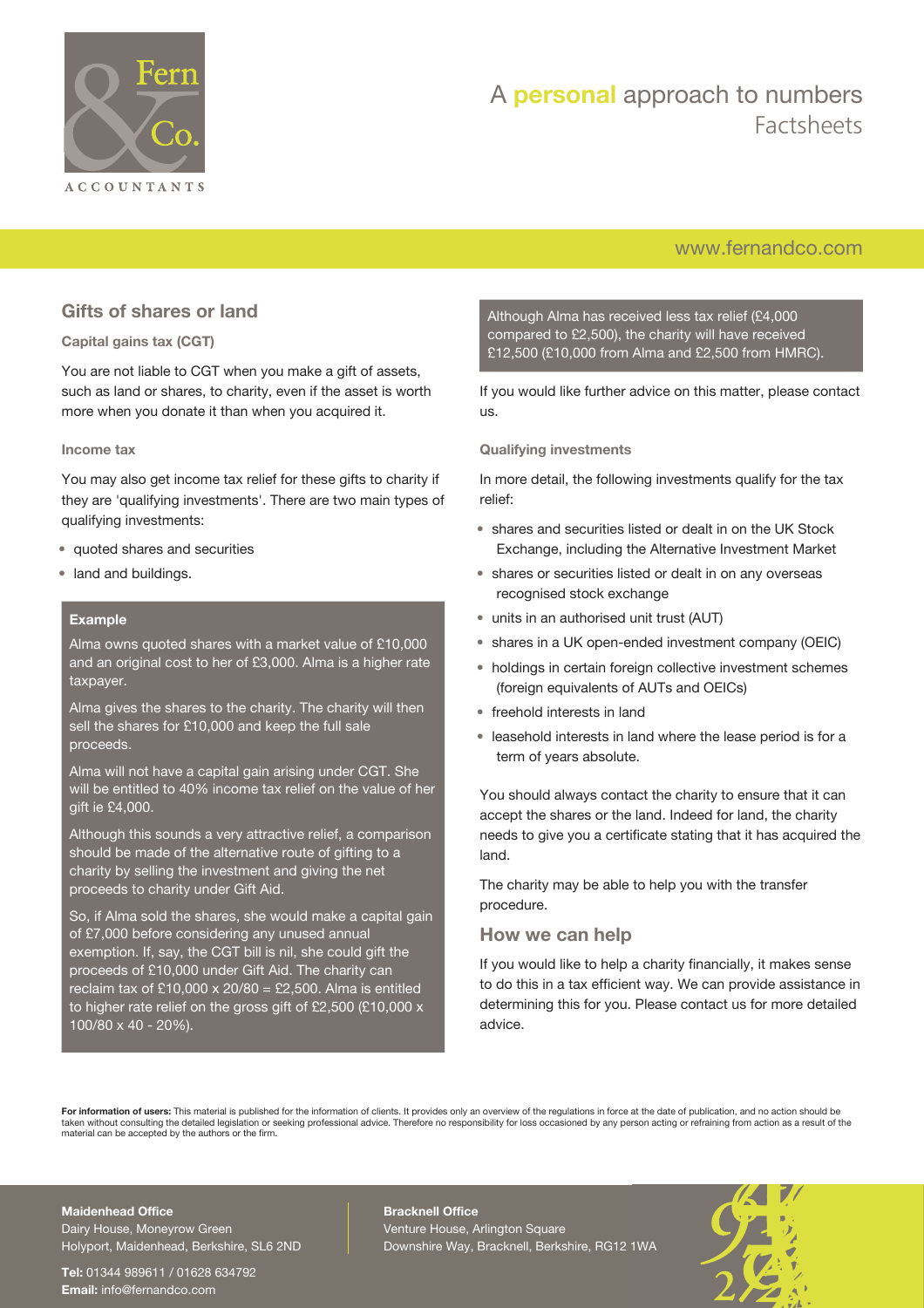## Gifts of shares or land

### Capital gains tax (CGT)

You are not liable to CGT when you make a gift of assets, such as land or shares, to charity, even if the asset is worth more when you donate it than when you acquired it.

### Income tax

You may also get income tax relief for these gifts to charity if they are 'qualifying investments'. There are two main types of qualifying investments:

- quoted shares and securities
- land and buildings.

**Example**

Alma owns quoted shares with a market value of £10,000 and an original cost to her of £3,000. Alma is a higher rate taxpayer.

Alma gives the shares to the charity. The charity will then sell the shares for £10,000 and keep the full sale proceeds.

Alma will not have a capital gain arising under CGT. She will be entitled to 40% income tax relief on the value of her gift ie £4,000.

Although this sounds a very attractive relief, a comparison should be made of the alternative route of gifting to a charity by selling the investment and giving the net proceeds to charity under Gift Aid.

So, if Alma sold the shares, she would make a capital gain of £7,000 before considering any unused annual exemption. If, say, the CGT bill is nil, she could gift the proceeds of £10,000 under Gift Aid. The charity can reclaim tax of £10,000 x 20/80 = £2,500. Alma is entitled to higher rate relief on the gross gift of £2,500 (£10,000 x 100/80 x 40 - 20%).

Although Alma has received less tax relief (£4,000 compared to £2,500), the charity will have received £12,500 (£10,000 from Alma and £2,500 from HMRC).

If you would like further advice on this matter, please contact us.

### Qualifying investments

In more detail, the following investments qualify for the tax relief:

- shares and securities listed or dealt in on the UK Stock Exchange, including the Alternative Investment Market
- shares or securities listed or dealt in on any overseas recognised stock exchange
- units in an authorised unit trust (AUT)
- shares in a UK open-ended investment company (OEIC)
- holdings in certain foreign collective investment schemes (foreign equivalents of AUTs and OEICs)
- freehold interests in land
- leasehold interests in land where the lease period is for a term of years absolute.

You should always contact the charity to ensure that it can accept the shares or the land. Indeed for land, the charity needs to give you a certificate stating that it has acquired the land.

The charity may be able to help you with the transfer procedure.

## How we can help

If you would like to help a charity financially, it makes sense to do this in a tax efficient way. We can provide assistance in determining this for you. Please contact us for more detailed advice.

**For information of users:** This material is published for the information of clients. It provides only an overview of the regulations in force at the date of publication, and no action should be taken without consulting the detailed legislation or seeking professional advice. Therefore no responsibility for loss occasioned by any person acting or refraining from action as a result of the material can be accepted by the authors or the firm.